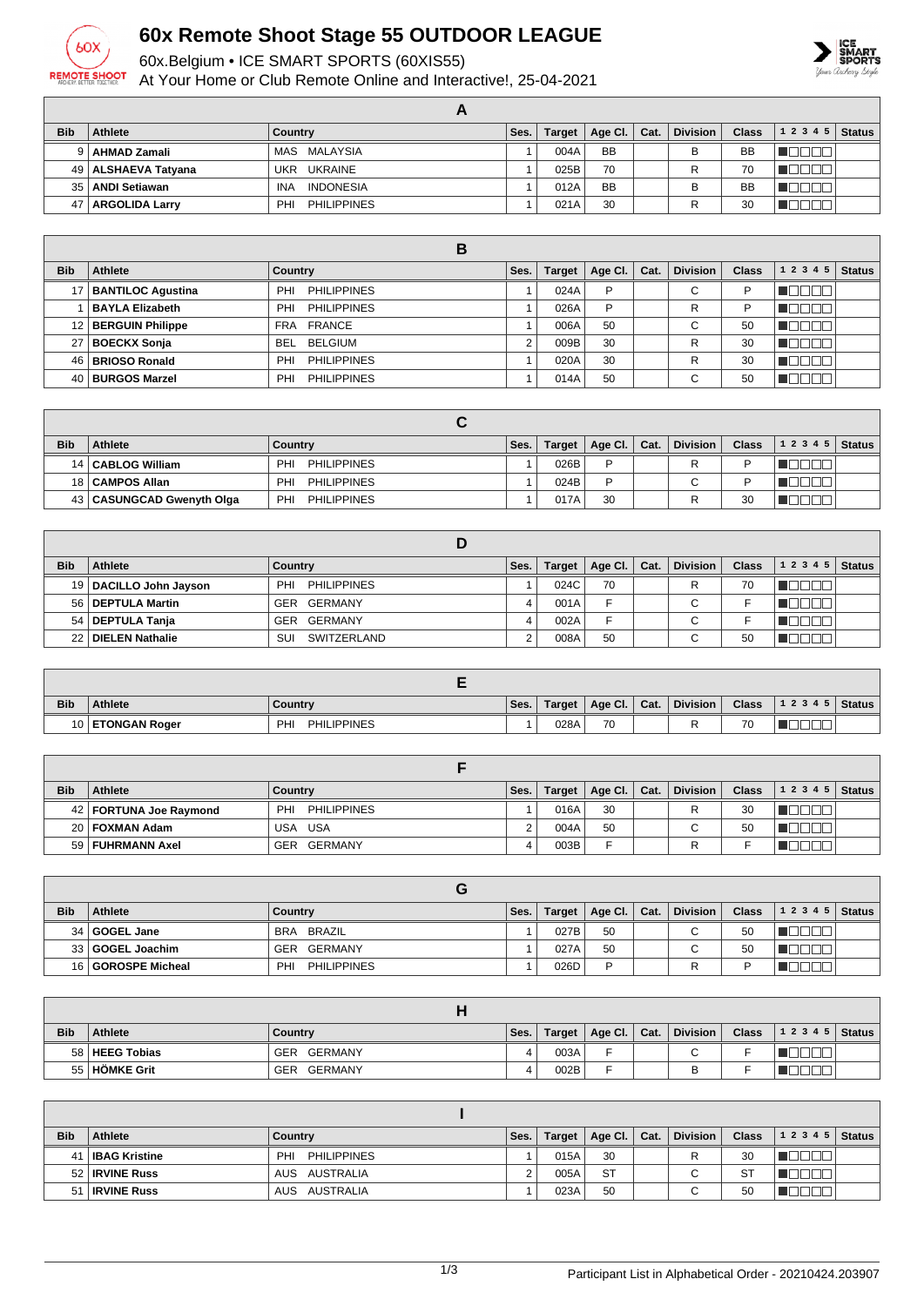# 60x Remote Shoot Stage 55 OUTDOOR LEAGUE

60x.Belgium • ICE SMART SPORTS (60XIS55)

At Your Home or Club Remote Online and Interactive!, 25-04-2021

## A

| Bib | Athlete | Country | Ses. | Target | Age Cl. | Cat. | Division | Class | 1 2 3 4 5 | Status |
|---|---|---|---|---|---|---|---|---|---|---|
| 9 | **AHMAD Zamali** | MAS MALAYSIA | 1 | 004A | BB | | B | BB | | |
| 49 | **ALSHAEVA Tatyana** | UKR UKRAINE | 1 | 025B | 70 | | R | 70 | | |
| 35 | **ANDI Setiawan** | INA INDONESIA | 1 | 012A | BB | | B | BB | | |
| 47 | **ARGOLIDA Larry** | PHI PHILIPPINES | 1 | 021A | 30 | | R | 30 | | |

## B

| Bib | Athlete | Country | Ses. | Target | Age Cl. | Cat. | Division | Class | 1 2 3 4 5 | Status |
|---|---|---|---|---|---|---|---|---|---|---|
| 17 | **BANTILOC Agustina** | PHI PHILIPPINES | 1 | 024A | P | | C | P | | |
| 1 | **BAYLA Elizabeth** | PHI PHILIPPINES | 1 | 026A | P | | R | P | | |
| 12 | **BERGUIN Philippe** | FRA FRANCE | 1 | 006A | 50 | | C | 50 | | |
| 27 | **BOECKX Sonja** | BEL BELGIUM | 2 | 009B | 30 | | R | 30 | | |
| 46 | **BRIOSO Ronald** | PHI PHILIPPINES | 1 | 020A | 30 | | R | 30 | | |
| 40 | **BURGOS Marzel** | PHI PHILIPPINES | 1 | 014A | 50 | | C | 50 | | |

## C

| Bib | Athlete | Country | Ses. | Target | Age Cl. | Cat. | Division | Class | 1 2 3 4 5 | Status |
|---|---|---|---|---|---|---|---|---|---|---|
| 14 | **CABLOG William** | PHI PHILIPPINES | 1 | 026B | P | | R | P | | |
| 18 | **CAMPOS Allan** | PHI PHILIPPINES | 1 | 024B | P | | C | P | | |
| 43 | **CASUNGCAD Gwenyth Olga** | PHI PHILIPPINES | 1 | 017A | 30 | | R | 30 | | |

## D

| Bib | Athlete | Country | Ses. | Target | Age Cl. | Cat. | Division | Class | 1 2 3 4 5 | Status |
|---|---|---|---|---|---|---|---|---|---|---|
| 19 | **DACILLO John Jayson** | PHI PHILIPPINES | 1 | 024C | 70 | | R | 70 | | |
| 56 | **DEPTULA Martin** | GER GERMANY | 4 | 001A | F | | C | F | | |
| 54 | **DEPTULA Tanja** | GER GERMANY | 4 | 002A | F | | C | F | | |
| 22 | **DIELEN Nathalie** | SUI SWITZERLAND | 2 | 008A | 50 | | C | 50 | | |

## E

| Bib | Athlete | Country | Ses. | Target | Age Cl. | Cat. | Division | Class | 1 2 3 4 5 | Status |
|---|---|---|---|---|---|---|---|---|---|---|
| 10 | **ETONGAN Roger** | PHI PHILIPPINES | 1 | 028A | 70 | | R | 70 | | |

## F

| Bib | Athlete | Country | Ses. | Target | Age Cl. | Cat. | Division | Class | 1 2 3 4 5 | Status |
|---|---|---|---|---|---|---|---|---|---|---|
| 42 | **FORTUNA Joe Raymond** | PHI PHILIPPINES | 1 | 016A | 30 | | R | 30 | | |
| 20 | **FOXMAN Adam** | USA USA | 2 | 004A | 50 | | C | 50 | | |
| 59 | **FUHRMANN Axel** | GER GERMANY | 4 | 003B | F | | R | F | | |

## G

| Bib | Athlete | Country | Ses. | Target | Age Cl. | Cat. | Division | Class | 1 2 3 4 5 | Status |
|---|---|---|---|---|---|---|---|---|---|---|
| 34 | **GOGEL Jane** | BRA BRAZIL | 1 | 027B | 50 | | C | 50 | | |
| 33 | **GOGEL Joachim** | GER GERMANY | 1 | 027A | 50 | | C | 50 | | |
| 16 | **GOROSPE Micheal** | PHI PHILIPPINES | 1 | 026D | P | | R | P | | |

## H

| Bib | Athlete | Country | Ses. | Target | Age Cl. | Cat. | Division | Class | 1 2 3 4 5 | Status |
|---|---|---|---|---|---|---|---|---|---|---|
| 58 | **HEEG Tobias** | GER GERMANY | 4 | 003A | F | | C | F | | |
| 55 | **HÖMKE Grit** | GER GERMANY | 4 | 002B | F | | B | F | | |

## I

| Bib | Athlete | Country | Ses. | Target | Age Cl. | Cat. | Division | Class | 1 2 3 4 5 | Status |
|---|---|---|---|---|---|---|---|---|---|---|
| 41 | **IBAG Kristine** | PHI PHILIPPINES | 1 | 015A | 30 | | R | 30 | | |
| 52 | **IRVINE Russ** | AUS AUSTRALIA | 2 | 005A | ST | | C | ST | | |
| 51 | **IRVINE Russ** | AUS AUSTRALIA | 1 | 023A | 50 | | C | 50 | | |

Participant List in Alphabetical Order - 20210424.203907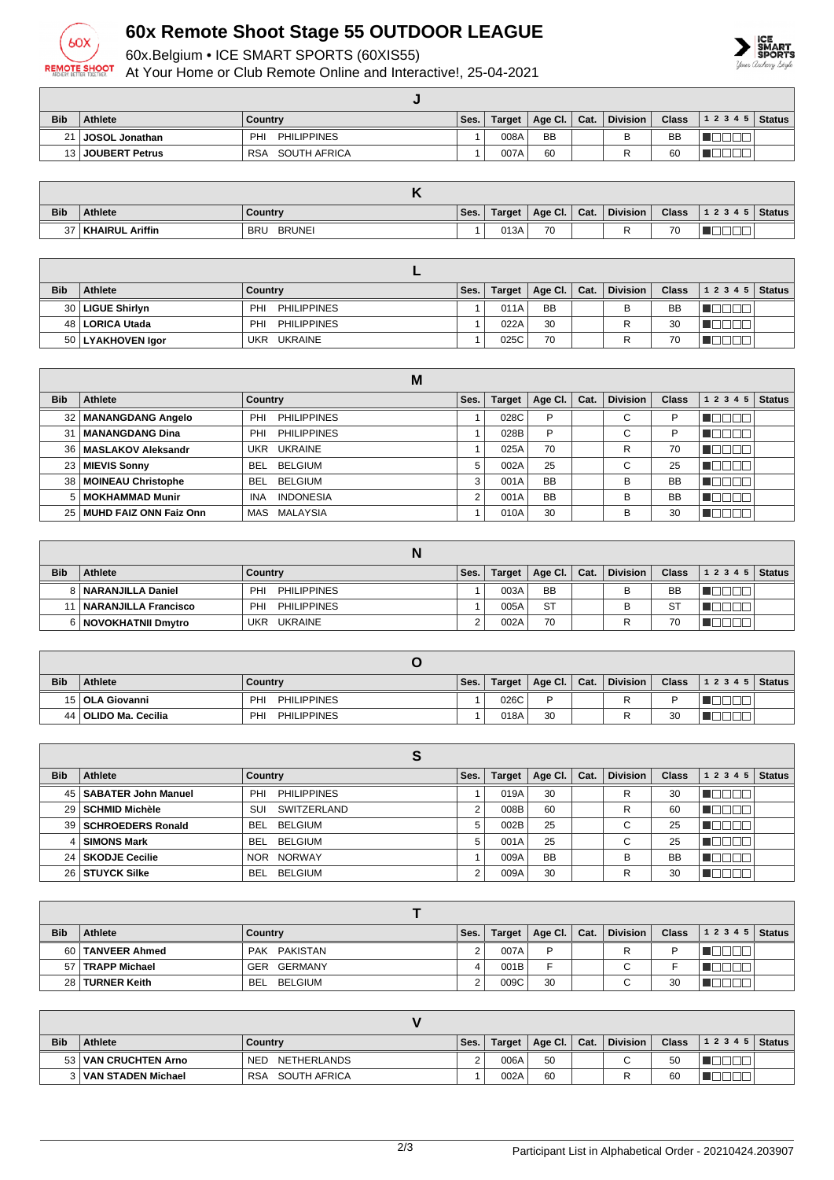# 60x Remote Shoot Stage 55 OUTDOOR LEAGUE

60x.Belgium • ICE SMART SPORTS (60XIS55)

At Your Home or Club Remote Online and Interactive!, 25-04-2021

| J | | | | | | | | | | |
|---|---|---|---|---|---|---|---|---|---|---|
| **Bib** | **Athlete** | **Country** | **Ses.** | **Target** | **Age Cl.** | **Cat.** | **Division** | **Class** | **1 2 3 4 5** | **Status** |
| 21 | **JOSOL Jonathan** | PHI PHILIPPINES | 1 | 008A | BB | | B | BB | | |
| 13 | **JOUBERT Petrus** | RSA SOUTH AFRICA | 1 | 007A | 60 | | R | 60 | | |

| K | | | | | | | | | | |
|---|---|---|---|---|---|---|---|---|---|---|
| **Bib** | **Athlete** | **Country** | **Ses.** | **Target** | **Age Cl.** | **Cat.** | **Division** | **Class** | **1 2 3 4 5** | **Status** |
| 37 | **KHAIRUL Ariffin** | BRU BRUNEI | 1 | 013A | 70 | | R | 70 | | |

| L | | | | | | | | | | |
|---|---|---|---|---|---|---|---|---|---|---|
| **Bib** | **Athlete** | **Country** | **Ses.** | **Target** | **Age Cl.** | **Cat.** | **Division** | **Class** | **1 2 3 4 5** | **Status** |
| 30 | **LIGUE Shirlyn** | PHI PHILIPPINES | 1 | 011A | BB | | B | BB | | |
| 48 | **LORICA Utada** | PHI PHILIPPINES | 1 | 022A | 30 | | R | 30 | | |
| 50 | **LYAKHOVEN Igor** | UKR UKRAINE | 1 | 025C | 70 | | R | 70 | | |

| M | | | | | | | | | | |
|---|---|---|---|---|---|---|---|---|---|---|
| **Bib** | **Athlete** | **Country** | **Ses.** | **Target** | **Age Cl.** | **Cat.** | **Division** | **Class** | **1 2 3 4 5** | **Status** |
| 32 | **MANANGDANG Angelo** | PHI PHILIPPINES | 1 | 028C | P | | C | P | | |
| 31 | **MANANGDANG Dina** | PHI PHILIPPINES | 1 | 028B | P | | C | P | | |
| 36 | **MASLAKOV Aleksandr** | UKR UKRAINE | 1 | 025A | 70 | | R | 70 | | |
| 23 | **MIEVIS Sonny** | BEL BELGIUM | 5 | 002A | 25 | | C | 25 | | |
| 38 | **MOINEAU Christophe** | BEL BELGIUM | 3 | 001A | BB | | B | BB | | |
| 5 | **MOKHAMMAD Munir** | INA INDONESIA | 2 | 001A | BB | | B | BB | | |
| 25 | **MUHD FAIZ ONN Faiz Onn** | MAS MALAYSIA | 1 | 010A | 30 | | B | 30 | | |

| N | | | | | | | | | | |
|---|---|---|---|---|---|---|---|---|---|---|
| **Bib** | **Athlete** | **Country** | **Ses.** | **Target** | **Age Cl.** | **Cat.** | **Division** | **Class** | **1 2 3 4 5** | **Status** |
| 8 | **NARANJILLA Daniel** | PHI PHILIPPINES | 1 | 003A | BB | | B | BB | | |
| 11 | **NARANJILLA Francisco** | PHI PHILIPPINES | 1 | 005A | ST | | B | ST | | |
| 6 | **NOVOKHATNII Dmytro** | UKR UKRAINE | 2 | 002A | 70 | | R | 70 | | |

| O | | | | | | | | | | |
|---|---|---|---|---|---|---|---|---|---|---|
| **Bib** | **Athlete** | **Country** | **Ses.** | **Target** | **Age Cl.** | **Cat.** | **Division** | **Class** | **1 2 3 4 5** | **Status** |
| 15 | **OLA Giovanni** | PHI PHILIPPINES | 1 | 026C | P | | R | P | | |
| 44 | **OLIDO Ma. Cecilia** | PHI PHILIPPINES | 1 | 018A | 30 | | R | 30 | | |

| S | | | | | | | | | | |
|---|---|---|---|---|---|---|---|---|---|---|
| **Bib** | **Athlete** | **Country** | **Ses.** | **Target** | **Age Cl.** | **Cat.** | **Division** | **Class** | **1 2 3 4 5** | **Status** |
| 45 | **SABATER John Manuel** | PHI PHILIPPINES | 1 | 019A | 30 | | R | 30 | | |
| 29 | **SCHMID Michèle** | SUI SWITZERLAND | 2 | 008B | 60 | | R | 60 | | |
| 39 | **SCHROEDERS Ronald** | BEL BELGIUM | 5 | 002B | 25 | | C | 25 | | |
| 4 | **SIMONS Mark** | BEL BELGIUM | 5 | 001A | 25 | | C | 25 | | |
| 24 | **SKODJE Cecilie** | NOR NORWAY | 1 | 009A | BB | | B | BB | | |
| 26 | **STUYCK Silke** | BEL BELGIUM | 2 | 009A | 30 | | R | 30 | | |

| T | | | | | | | | | | |
|---|---|---|---|---|---|---|---|---|---|---|
| **Bib** | **Athlete** | **Country** | **Ses.** | **Target** | **Age Cl.** | **Cat.** | **Division** | **Class** | **1 2 3 4 5** | **Status** |
| 60 | **TANVEER Ahmed** | PAK PAKISTAN | 2 | 007A | P | | R | P | | |
| 57 | **TRAPP Michael** | GER GERMANY | 4 | 001B | F | | C | F | | |
| 28 | **TURNER Keith** | BEL BELGIUM | 2 | 009C | 30 | | C | 30 | | |

| V | | | | | | | | | | |
|---|---|---|---|---|---|---|---|---|---|---|
| **Bib** | **Athlete** | **Country** | **Ses.** | **Target** | **Age Cl.** | **Cat.** | **Division** | **Class** | **1 2 3 4 5** | **Status** |
| 53 | **VAN CRUCHTEN Arno** | NED NETHERLANDS | 2 | 006A | 50 | | C | 50 | | |
| 3 | **VAN STADEN Michael** | RSA SOUTH AFRICA | 1 | 002A | 60 | | R | 60 | | |

Participant List in Alphabetical Order - 20210424.203907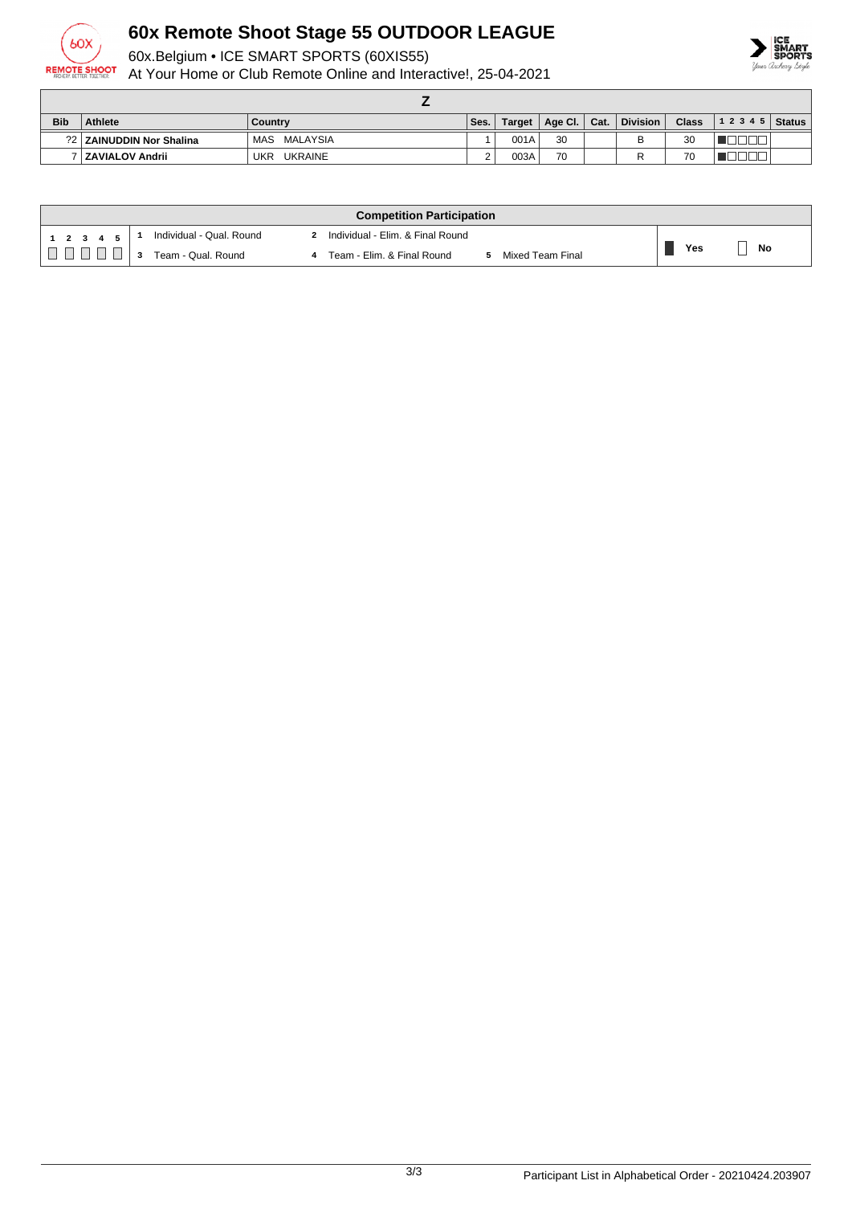# 60x Remote Shoot Stage 55 OUTDOOR LEAGUE

60x.Belgium • ICE SMART SPORTS (60XIS55)

At Your Home or Club Remote Online and Interactive!, 25-04-2021

| Z | | | | | | | | | | |
|---|---|---|---|---|---|---|---|---|---|---|
| **Bib** | **Athlete** | **Country** | **Ses.** | **Target** | **Age Cl.** | **Cat.** | **Division** | **Class** | **1 2 3 4 5** | **Status** |
| ?2 | **ZAINUDDIN Nor Shalina** | MAS MALAYSIA | 1 | 001A | 30 | | B | 30 | ■□□□□ | |
| 7 | **ZAVIALOV Andrii** | UKR UKRAINE | 2 | 003A | 70 | | R | 70 | ■□□□□ | |

| Competition Participation | | | | |
|---|---|---|---|---|
| 1 2 3 4 5 | 1 Individual - Qual. Round | 2 Individual - Elim. & Final Round | | ■ Yes □ No |
| □ □ □ □ □ | 3 Team - Qual. Round | 4 Team - Elim. & Final Round | 5 Mixed Team Final | |

Participant List in Alphabetical Order - 20210424.203907